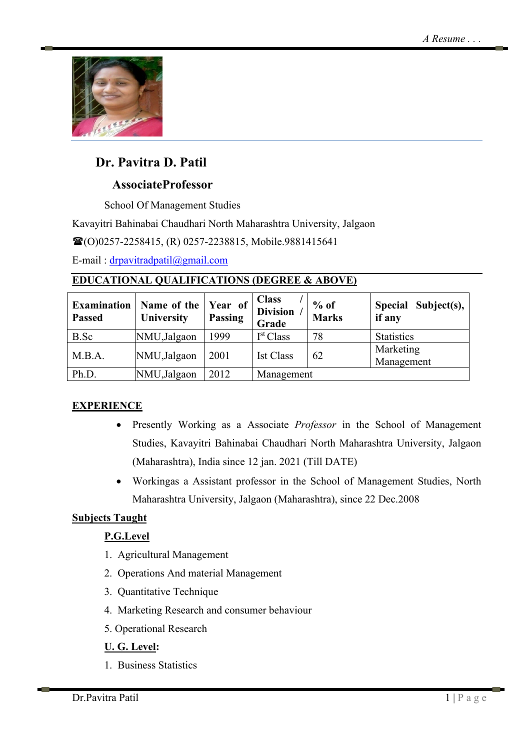# Dr. Pavitra D. Patil

## AssociateProfessor

School Of Management Studies

Kavayitri Bahinabai Chaudhari North Maharashtra University, Jalgaon

☎(O)0257-2258415, (R) 0257-2238815, Mobile.9881415641

E-mail : drpavitradpatil@gmail.com

## EDUCATIONAL QUALIFICATIONS (DEGREE & ABOVE)

| Examination Passed | Name of the University | Year of Passing | Class / Division / Grade | % of Marks | Special Subject(s), if any |
|---|---|---|---|---|---|
| B.Sc | NMU,Jalgaon | 1999 | Ist Class | 78 | Statistics |
| M.B.A. | NMU,Jalgaon | 2001 | Ist Class | 62 | Marketing Management |
| Ph.D. | NMU,Jalgaon | 2012 | Management | | |

## EXPERIENCE

- Presently Working as a Associate *Professor* in the School of Management Studies, Kavayitri Bahinabai Chaudhari North Maharashtra University, Jalgaon (Maharashtra), India since 12 jan. 2021 (Till DATE)
- Workingas a Assistant professor in the School of Management Studies, North Maharashtra University, Jalgaon (Maharashtra), since 22 Dec.2008

## Subjects Taught

### P.G.Level

1. Agricultural Management
2. Operations And material Management
3. Quantitative Technique
4. Marketing Research and consumer behaviour
5. Operational Research

### U. G. Level:

1. Business Statistics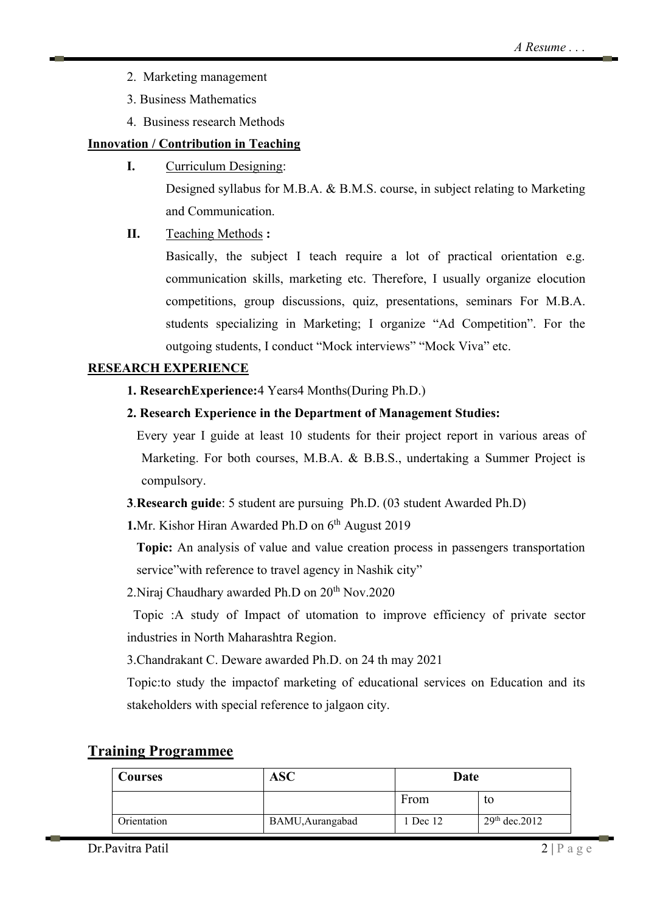2. Marketing management
3. Business Mathematics
4. Business research Methods

**Innovation / Contribution in Teaching**

**I.** Curriculum Designing:

Designed syllabus for M.B.A. & B.M.S. course, in subject relating to Marketing and Communication.

**II.** Teaching Methods **:**

Basically, the subject I teach require a lot of practical orientation e.g. communication skills, marketing etc. Therefore, I usually organize elocution competitions, group discussions, quiz, presentations, seminars For M.B.A. students specializing in Marketing; I organize "Ad Competition". For the outgoing students, I conduct "Mock interviews" "Mock Viva" etc.

**RESEARCH EXPERIENCE**

**1. ResearchExperience:**4 Years4 Months(During Ph.D.)

**2. Research Experience in the Department of Management Studies:**

Every year I guide at least 10 students for their project report in various areas of Marketing. For both courses, M.B.A. & B.B.S., undertaking a Summer Project is compulsory.

**3**.**Research guide**: 5 student are pursuing Ph.D. (03 student Awarded Ph.D)

**1.**Mr. Kishor Hiran Awarded Ph.D on 6th August 2019

**Topic:** An analysis of value and value creation process in passengers transportation service"with reference to travel agency in Nashik city"

2.Niraj Chaudhary awarded Ph.D on 20th Nov.2020

Topic :A study of Impact of utomation to improve efficiency of private sector industries in North Maharashtra Region.

3.Chandrakant C. Deware awarded Ph.D. on 24 th may 2021

Topic:to study the impactof marketing of educational services on Education and its stakeholders with special reference to jalgaon city.

## Training Programmee

| Courses | ASC | Date | |
|---|---|---|---|
| | | From | to |
| Orientation | BAMU,Aurangabad | 1 Dec 12 | 29th dec.2012 |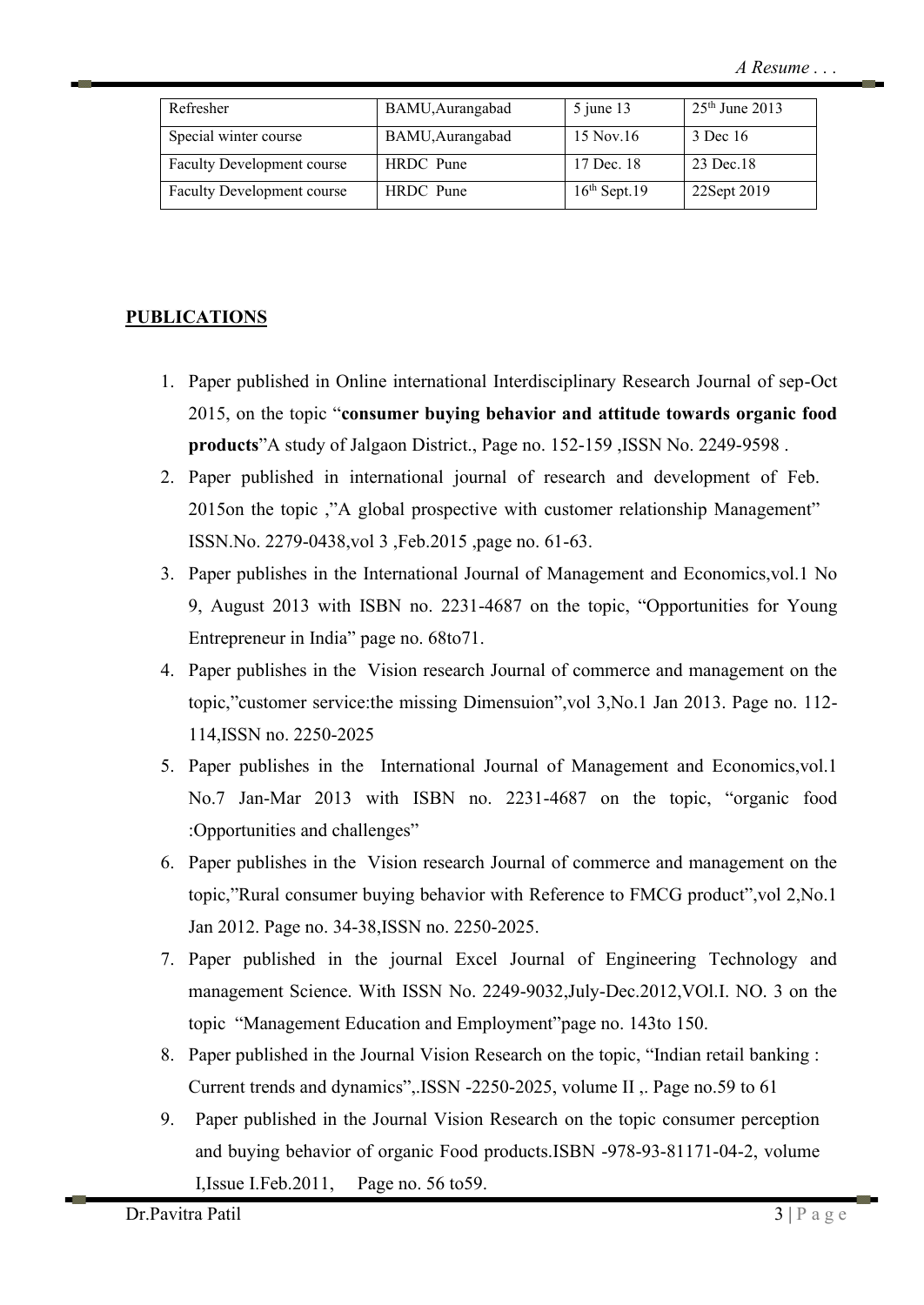| Refresher | BAMU,Aurangabad | 5 june 13 | 25th June 2013 |
|---|---|---|---|
| Special winter course | BAMU,Aurangabad | 15 Nov.16 | 3 Dec 16 |
| Faculty Development course | HRDC Pune | 17 Dec. 18 | 23 Dec.18 |
| Faculty Development course | HRDC Pune | 16th Sept.19 | 22Sept 2019 |

## PUBLICATIONS

1. Paper published in Online international Interdisciplinary Research Journal of sep-Oct 2015, on the topic "**consumer buying behavior and attitude towards organic food products**"A study of Jalgaon District., Page no. 152-159 ,ISSN No. 2249-9598 .
2. Paper published in international journal of research and development of Feb. 2015on the topic ,"A global prospective with customer relationship Management" ISSN.No. 2279-0438,vol 3 ,Feb.2015 ,page no. 61-63.
3. Paper publishes in the International Journal of Management and Economics,vol.1 No 9, August 2013 with ISBN no. 2231-4687 on the topic, "Opportunities for Young Entrepreneur in India" page no. 68to71.
4. Paper publishes in the Vision research Journal of commerce and management on the topic,"customer service:the missing Dimensuion",vol 3,No.1 Jan 2013. Page no. 112-114,ISSN no. 2250-2025
5. Paper publishes in the International Journal of Management and Economics,vol.1 No.7 Jan-Mar 2013 with ISBN no. 2231-4687 on the topic, "organic food :Opportunities and challenges"
6. Paper publishes in the Vision research Journal of commerce and management on the topic,"Rural consumer buying behavior with Reference to FMCG product",vol 2,No.1 Jan 2012. Page no. 34-38,ISSN no. 2250-2025.
7. Paper published in the journal Excel Journal of Engineering Technology and management Science. With ISSN No. 2249-9032,July-Dec.2012,VOl.I. NO. 3 on the topic "Management Education and Employment"page no. 143to 150.
8. Paper published in the Journal Vision Research on the topic, "Indian retail banking : Current trends and dynamics",.ISSN -2250-2025, volume II ,. Page no.59 to 61
9. Paper published in the Journal Vision Research on the topic consumer perception and buying behavior of organic Food products.ISBN -978-93-81171-04-2, volume I,Issue I.Feb.2011, Page no. 56 to59.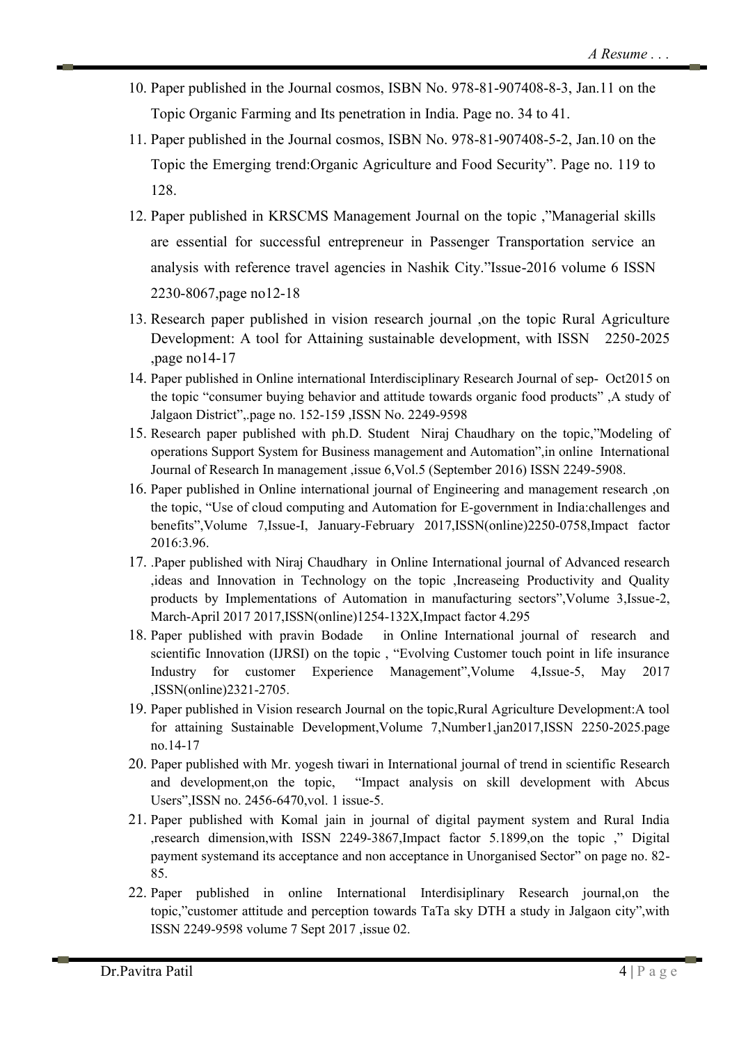10. Paper published in the Journal cosmos, ISBN No. 978-81-907408-8-3, Jan.11 on the Topic Organic Farming and Its penetration in India. Page no. 34 to 41.
11. Paper published in the Journal cosmos, ISBN No. 978-81-907408-5-2, Jan.10 on the Topic the Emerging trend:Organic Agriculture and Food Security". Page no. 119 to 128.
12. Paper published in KRSCMS Management Journal on the topic ,"Managerial skills are essential for successful entrepreneur in Passenger Transportation service an analysis with reference travel agencies in Nashik City."Issue-2016 volume 6 ISSN 2230-8067,page no12-18
13. Research paper published in vision research journal ,on the topic Rural Agriculture Development: A tool for Attaining sustainable development, with ISSN 2250-2025 ,page no14-17
14. Paper published in Online international Interdisciplinary Research Journal of sep- Oct2015 on the topic "consumer buying behavior and attitude towards organic food products" ,A study of Jalgaon District",.page no. 152-159 ,ISSN No. 2249-9598
15. Research paper published with ph.D. Student Niraj Chaudhary on the topic,"Modeling of operations Support System for Business management and Automation",in online International Journal of Research In management ,issue 6,Vol.5 (September 2016) ISSN 2249-5908.
16. Paper published in Online international journal of Engineering and management research ,on the topic, "Use of cloud computing and Automation for E-government in India:challenges and benefits",Volume 7,Issue-I, January-February 2017,ISSN(online)2250-0758,Impact factor 2016:3.96.
17. .Paper published with Niraj Chaudhary in Online International journal of Advanced research ,ideas and Innovation in Technology on the topic ,Increaseing Productivity and Quality products by Implementations of Automation in manufacturing sectors",Volume 3,Issue-2, March-April 2017 2017,ISSN(online)1254-132X,Impact factor 4.295
18. Paper published with pravin Bodade in Online International journal of research and scientific Innovation (IJRSI) on the topic , "Evolving Customer touch point in life insurance Industry for customer Experience Management",Volume 4,Issue-5, May 2017 ,ISSN(online)2321-2705.
19. Paper published in Vision research Journal on the topic,Rural Agriculture Development:A tool for attaining Sustainable Development,Volume 7,Number1,jan2017,ISSN 2250-2025.page no.14-17
20. Paper published with Mr. yogesh tiwari in International journal of trend in scientific Research and development,on the topic, "Impact analysis on skill development with Abcus Users",ISSN no. 2456-6470,vol. 1 issue-5.
21. Paper published with Komal jain in journal of digital payment system and Rural India ,research dimension,with ISSN 2249-3867,Impact factor 5.1899,on the topic ," Digital payment systemand its acceptance and non acceptance in Unorganised Sector" on page no. 82-85.
22. Paper published in online International Interdisiplinary Research journal,on the topic,"customer attitude and perception towards TaTa sky DTH a study in Jalgaon city",with ISSN 2249-9598 volume 7 Sept 2017 ,issue 02.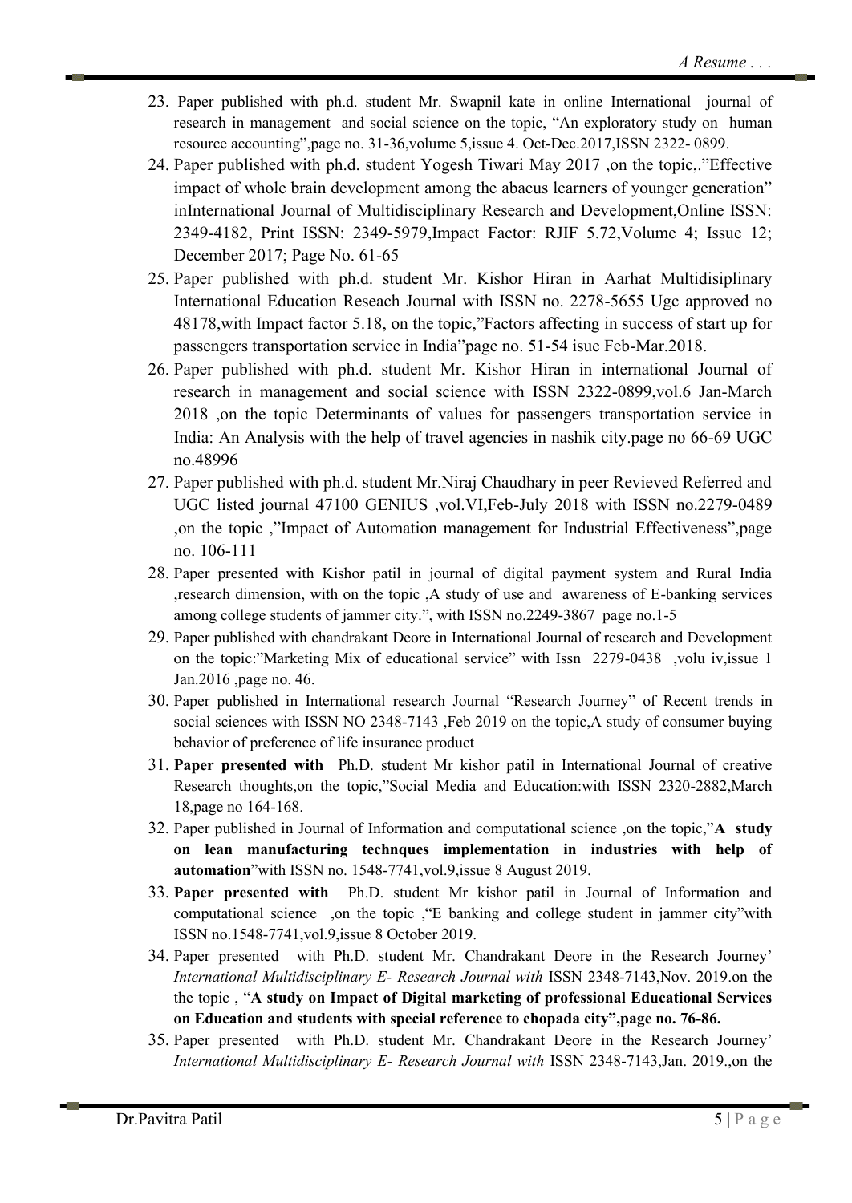23. Paper published with ph.d. student Mr. Swapnil kate in online International journal of research in management and social science on the topic, "An exploratory study on human resource accounting",page no. 31-36,volume 5,issue 4. Oct-Dec.2017,ISSN 2322- 0899.
24. Paper published with ph.d. student Yogesh Tiwari May 2017 ,on the topic,."Effective impact of whole brain development among the abacus learners of younger generation" inInternational Journal of Multidisciplinary Research and Development,Online ISSN: 2349-4182, Print ISSN: 2349-5979,Impact Factor: RJIF 5.72,Volume 4; Issue 12; December 2017; Page No. 61-65
25. Paper published with ph.d. student Mr. Kishor Hiran in Aarhat Multidisiplinary International Education Reseach Journal with ISSN no. 2278-5655 Ugc approved no 48178,with Impact factor 5.18, on the topic,"Factors affecting in success of start up for passengers transportation service in India"page no. 51-54 isue Feb-Mar.2018.
26. Paper published with ph.d. student Mr. Kishor Hiran in international Journal of research in management and social science with ISSN 2322-0899,vol.6 Jan-March 2018 ,on the topic Determinants of values for passengers transportation service in India: An Analysis with the help of travel agencies in nashik city.page no 66-69 UGC no.48996
27. Paper published with ph.d. student Mr.Niraj Chaudhary in peer Revieved Referred and UGC listed journal 47100 GENIUS ,vol.VI,Feb-July 2018 with ISSN no.2279-0489 ,on the topic ,"Impact of Automation management for Industrial Effectiveness",page no. 106-111
28. Paper presented with Kishor patil in journal of digital payment system and Rural India ,research dimension, with on the topic ,A study of use and awareness of E-banking services among college students of jammer city.", with ISSN no.2249-3867 page no.1-5
29. Paper published with chandrakant Deore in International Journal of research and Development on the topic:"Marketing Mix of educational service" with Issn 2279-0438 ,volu iv,issue 1 Jan.2016 ,page no. 46.
30. Paper published in International research Journal "Research Journey" of Recent trends in social sciences with ISSN NO 2348-7143 ,Feb 2019 on the topic,A study of consumer buying behavior of preference of life insurance product
31. **Paper presented with** Ph.D. student Mr kishor patil in International Journal of creative Research thoughts,on the topic,"Social Media and Education:with ISSN 2320-2882,March 18,page no 164-168.
32. Paper published in Journal of Information and computational science ,on the topic,"**A study on lean manufacturing technques implementation in industries with help of automation**"with ISSN no. 1548-7741,vol.9,issue 8 August 2019.
33. **Paper presented with** Ph.D. student Mr kishor patil in Journal of Information and computational science ,on the topic ,"E banking and college student in jammer city"with ISSN no.1548-7741,vol.9,issue 8 October 2019.
34. Paper presented with Ph.D. student Mr. Chandrakant Deore in the Research Journey' *International Multidisciplinary E- Research Journal with* ISSN 2348-7143,Nov. 2019.on the the topic , "**A study on Impact of Digital marketing of professional Educational Services on Education and students with special reference to chopada city",page no. 76-86.**
35. Paper presented with Ph.D. student Mr. Chandrakant Deore in the Research Journey' *International Multidisciplinary E- Research Journal with* ISSN 2348-7143,Jan. 2019.,on the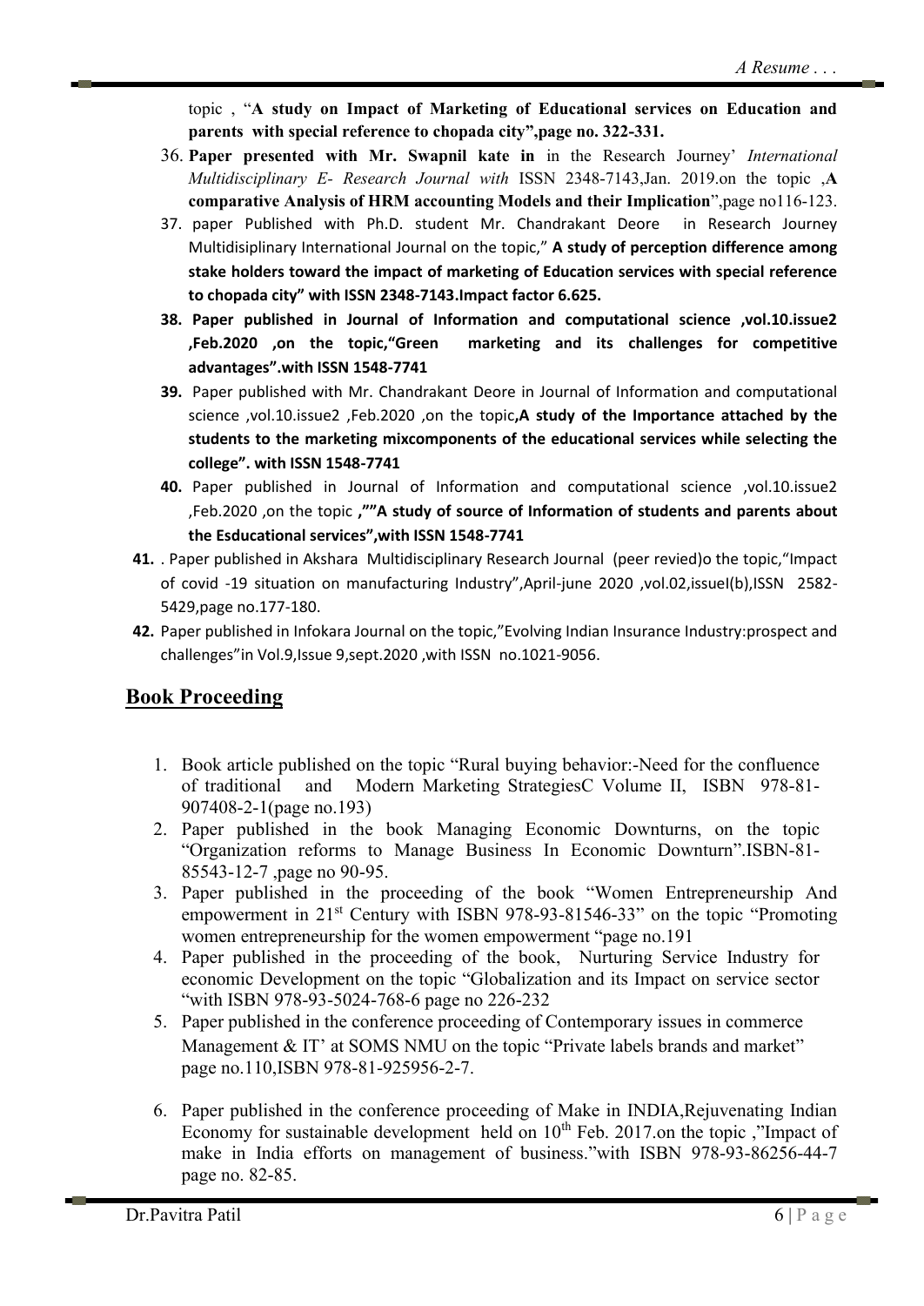topic , "**A study on Impact of Marketing of Educational services on Education and parents with special reference to chopada city",page no. 322-331.**

36. **Paper presented with Mr. Swapnil kate in** in the Research Journey' *International Multidisciplinary E- Research Journal with* ISSN 2348-7143,Jan. 2019.on the topic ,**A comparative Analysis of HRM accounting Models and their Implication**",page no116-123.
37. paper Published with Ph.D. student Mr. Chandrakant Deore in Research Journey Multidisiplinary International Journal on the topic," **A study of perception difference among stake holders toward the impact of marketing of Education services with special reference to chopada city" with ISSN 2348-7143.Impact factor 6.625.**
38. **Paper published in Journal of Information and computational science ,vol.10.issue2 ,Feb.2020 ,on the topic,"Green marketing and its challenges for competitive advantages".with ISSN 1548-7741**
39. Paper published with Mr. Chandrakant Deore in Journal of Information and computational science ,vol.10.issue2 ,Feb.2020 ,on the topic**,A study of the Importance attached by the students to the marketing mixcomponents of the educational services while selecting the college". with ISSN 1548-7741**
40. Paper published in Journal of Information and computational science ,vol.10.issue2 ,Feb.2020 ,on the topic **,""A study of source of Information of students and parents about the Esducational services",with ISSN 1548-7741**
41. . Paper published in Akshara Multidisciplinary Research Journal (peer revied)o the topic,"Impact of covid -19 situation on manufacturing Industry",April-june 2020 ,vol.02,issueI(b),ISSN 2582-5429,page no.177-180.
42. Paper published in Infokara Journal on the topic,"Evolving Indian Insurance Industry:prospect and challenges"in Vol.9,Issue 9,sept.2020 ,with ISSN no.1021-9056.

## Book Proceeding

1. Book article published on the topic "Rural buying behavior:-Need for the confluence of traditional and Modern Marketing StrategiesC Volume II, ISBN 978-81-907408-2-1(page no.193)
2. Paper published in the book Managing Economic Downturns, on the topic "Organization reforms to Manage Business In Economic Downturn".ISBN-81-85543-12-7 ,page no 90-95.
3. Paper published in the proceeding of the book "Women Entrepreneurship And empowerment in 21st Century with ISBN 978-93-81546-33" on the topic "Promoting women entrepreneurship for the women empowerment "page no.191
4. Paper published in the proceeding of the book, Nurturing Service Industry for economic Development on the topic "Globalization and its Impact on service sector "with ISBN 978-93-5024-768-6 page no 226-232
5. Paper published in the conference proceeding of Contemporary issues in commerce Management & IT' at SOMS NMU on the topic "Private labels brands and market" page no.110,ISBN 978-81-925956-2-7.
6. Paper published in the conference proceeding of Make in INDIA,Rejuvenating Indian Economy for sustainable development held on 10th Feb. 2017.on the topic ,"Impact of make in India efforts on management of business."with ISBN 978-93-86256-44-7 page no. 82-85.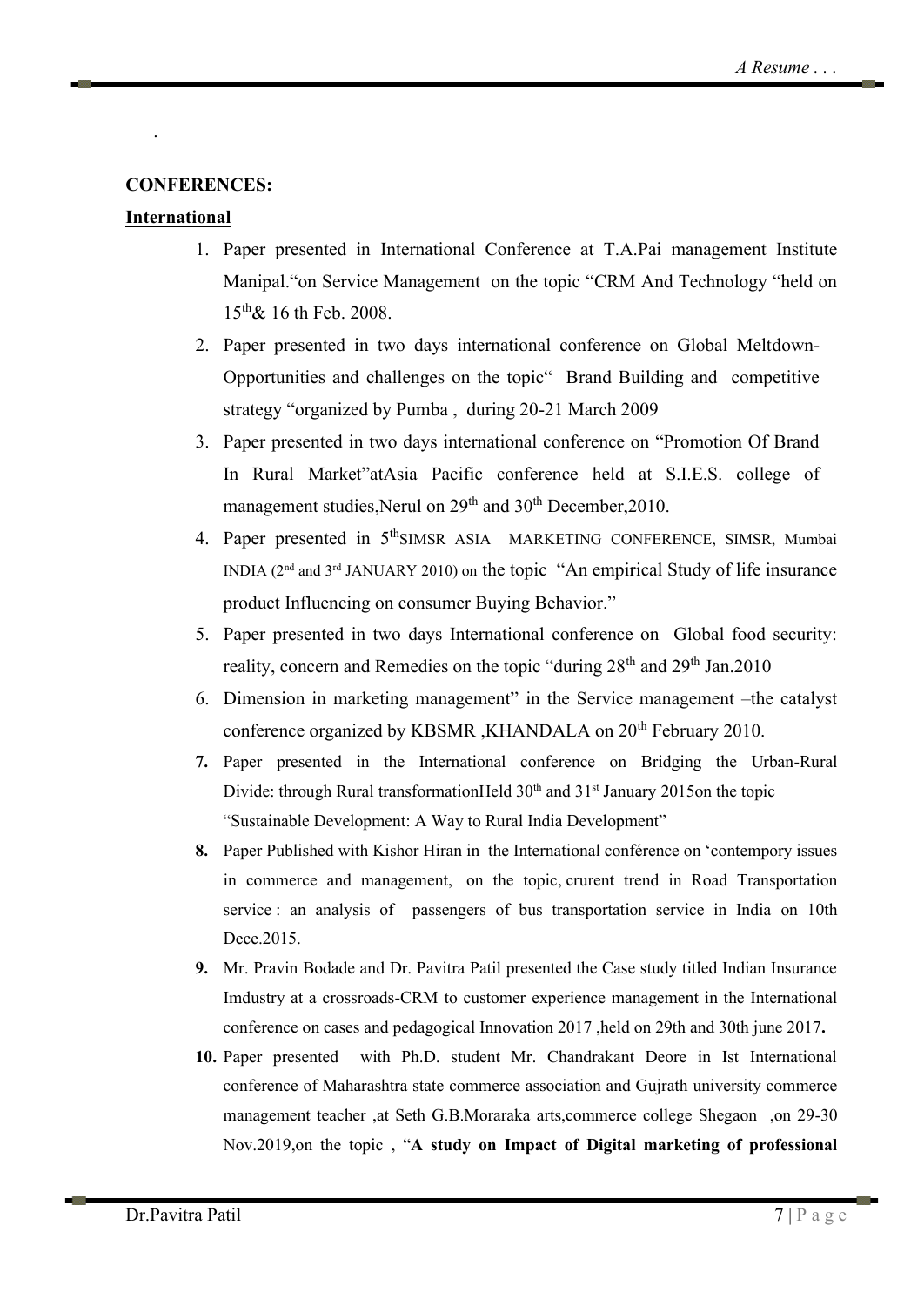.

**CONFERENCES:**

**International**

1. Paper presented in International Conference at T.A.Pai management Institute Manipal."on Service Management on the topic "CRM And Technology "held on 15th& 16 th Feb. 2008.
2. Paper presented in two days international conference on Global Meltdown-Opportunities and challenges on the topic" Brand Building and competitive strategy "organized by Pumba , during 20-21 March 2009
3. Paper presented in two days international conference on "Promotion Of Brand In Rural Market"atAsia Pacific conference held at S.I.E.S. college of management studies,Nerul on 29th and 30th December,2010.
4. Paper presented in 5thSIMSR ASIA MARKETING CONFERENCE, SIMSR, Mumbai INDIA (2nd and 3rd JANUARY 2010) on the topic "An empirical Study of life insurance product Influencing on consumer Buying Behavior."
5. Paper presented in two days International conference on Global food security: reality, concern and Remedies on the topic "during 28th and 29th Jan.2010
6. Dimension in marketing management" in the Service management –the catalyst conference organized by KBSMR ,KHANDALA on 20th February 2010.
7. Paper presented in the International conference on Bridging the Urban-Rural Divide: through Rural transformationHeld 30th and 31st January 2015on the topic "Sustainable Development: A Way to Rural India Development"
8. Paper Published with Kishor Hiran in the International conférence on 'contempory issues in commerce and management, on the topic, crurent trend in Road Transportation service : an analysis of passengers of bus transportation service in India on 10th Dece.2015.
9. Mr. Pravin Bodade and Dr. Pavitra Patil presented the Case study titled Indian Insurance Imdustry at a crossroads-CRM to customer experience management in the International conference on cases and pedagogical Innovation 2017 ,held on 29th and 30th june 2017.
10. Paper presented with Ph.D. student Mr. Chandrakant Deore in Ist International conference of Maharashtra state commerce association and Gujrath university commerce management teacher ,at Seth G.B.Moraraka arts,commerce college Shegaon ,on 29-30 Nov.2019,on the topic , "**A study on Impact of Digital marketing of professional**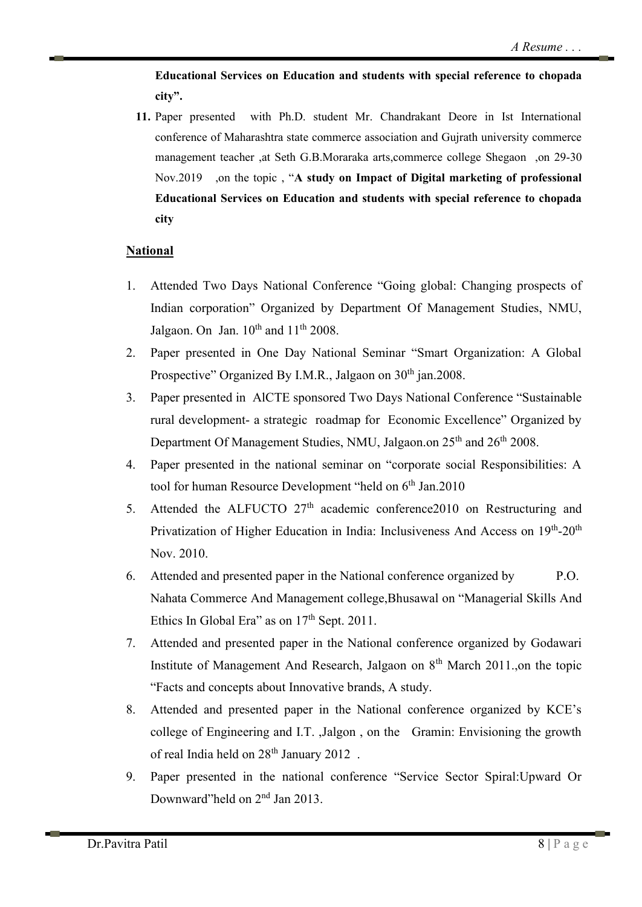**Educational Services on Education and students with special reference to chopada city".**

11. Paper presented with Ph.D. student Mr. Chandrakant Deore in Ist International conference of Maharashtra state commerce association and Gujrath university commerce management teacher ,at Seth G.B.Moraraka arts,commerce college Shegaon ,on 29-30 Nov.2019 ,on the topic , "**A study on Impact of Digital marketing of professional Educational Services on Education and students with special reference to chopada city**

**National**

1. Attended Two Days National Conference "Going global: Changing prospects of Indian corporation" Organized by Department Of Management Studies, NMU, Jalgaon. On Jan. 10th and 11th 2008.
2. Paper presented in One Day National Seminar "Smart Organization: A Global Prospective" Organized By I.M.R., Jalgaon on 30th jan.2008.
3. Paper presented in AICTE sponsored Two Days National Conference "Sustainable rural development- a strategic roadmap for Economic Excellence" Organized by Department Of Management Studies, NMU, Jalgaon.on 25th and 26th 2008.
4. Paper presented in the national seminar on "corporate social Responsibilities: A tool for human Resource Development "held on 6th Jan.2010
5. Attended the ALFUCTO 27th academic conference2010 on Restructuring and Privatization of Higher Education in India: Inclusiveness And Access on 19th-20th Nov. 2010.
6. Attended and presented paper in the National conference organized by P.O. Nahata Commerce And Management college,Bhusawal on "Managerial Skills And Ethics In Global Era" as on 17th Sept. 2011.
7. Attended and presented paper in the National conference organized by Godawari Institute of Management And Research, Jalgaon on 8th March 2011.,on the topic "Facts and concepts about Innovative brands, A study.
8. Attended and presented paper in the National conference organized by KCE's college of Engineering and I.T. ,Jalgon , on the Gramin: Envisioning the growth of real India held on 28th January 2012 .
9. Paper presented in the national conference "Service Sector Spiral:Upward Or Downward"held on 2nd Jan 2013.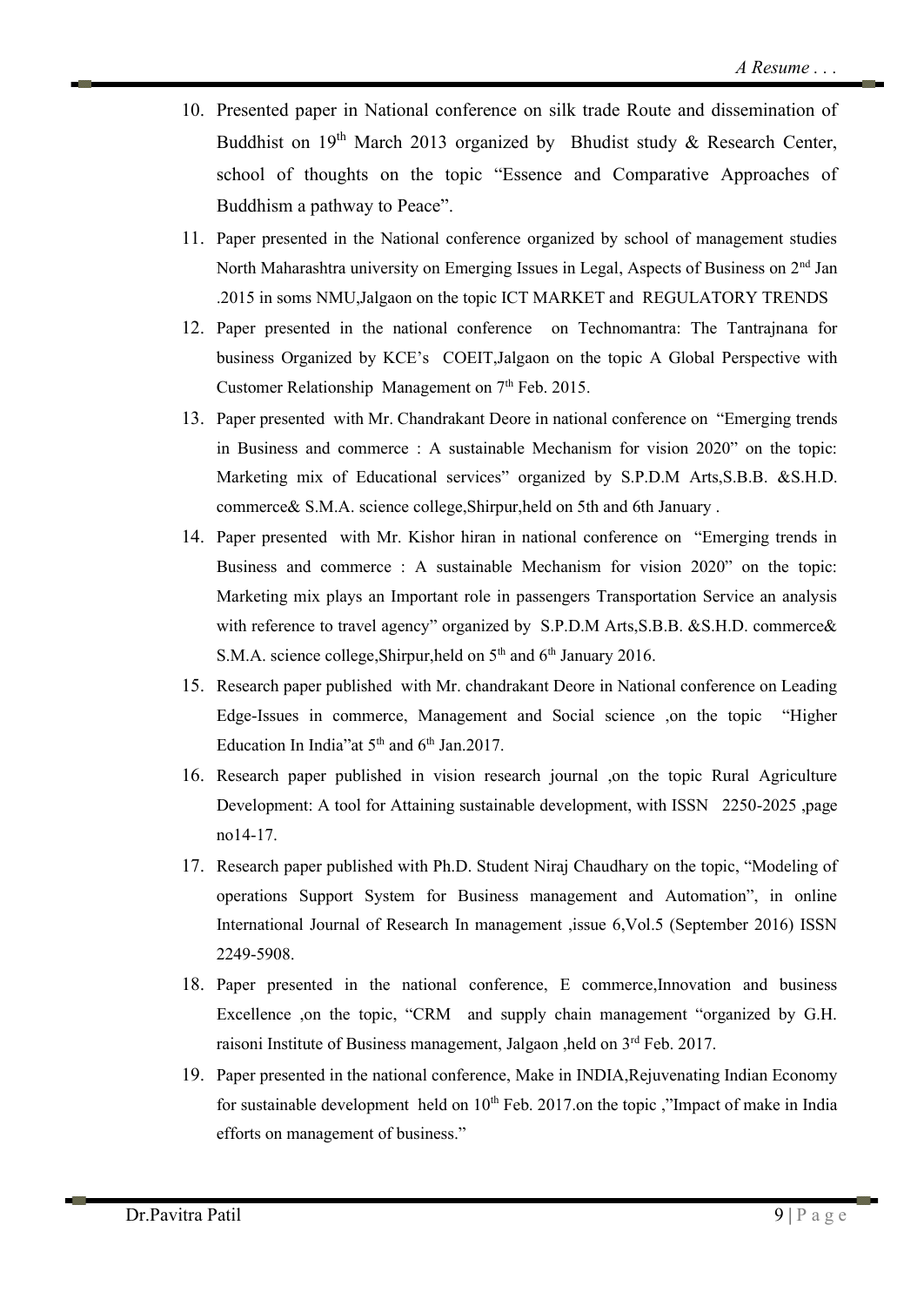10. Presented paper in National conference on silk trade Route and dissemination of Buddhist on 19th March 2013 organized by Bhudist study & Research Center, school of thoughts on the topic "Essence and Comparative Approaches of Buddhism a pathway to Peace".
11. Paper presented in the National conference organized by school of management studies North Maharashtra university on Emerging Issues in Legal, Aspects of Business on 2nd Jan .2015 in soms NMU,Jalgaon on the topic ICT MARKET and REGULATORY TRENDS
12. Paper presented in the national conference on Technomantra: The Tantrajnana for business Organized by KCE's COEIT,Jalgaon on the topic A Global Perspective with Customer Relationship Management on 7th Feb. 2015.
13. Paper presented with Mr. Chandrakant Deore in national conference on "Emerging trends in Business and commerce : A sustainable Mechanism for vision 2020" on the topic: Marketing mix of Educational services" organized by S.P.D.M Arts,S.B.B. &S.H.D. commerce& S.M.A. science college,Shirpur,held on 5th and 6th January .
14. Paper presented with Mr. Kishor hiran in national conference on "Emerging trends in Business and commerce : A sustainable Mechanism for vision 2020" on the topic: Marketing mix plays an Important role in passengers Transportation Service an analysis with reference to travel agency" organized by S.P.D.M Arts,S.B.B. &S.H.D. commerce& S.M.A. science college,Shirpur,held on 5th and 6th January 2016.
15. Research paper published with Mr. chandrakant Deore in National conference on Leading Edge-Issues in commerce, Management and Social science ,on the topic "Higher Education In India"at 5th and 6th Jan.2017.
16. Research paper published in vision research journal ,on the topic Rural Agriculture Development: A tool for Attaining sustainable development, with ISSN 2250-2025 ,page no14-17.
17. Research paper published with Ph.D. Student Niraj Chaudhary on the topic, "Modeling of operations Support System for Business management and Automation", in online International Journal of Research In management ,issue 6,Vol.5 (September 2016) ISSN 2249-5908.
18. Paper presented in the national conference, E commerce,Innovation and business Excellence ,on the topic, "CRM and supply chain management "organized by G.H. raisoni Institute of Business management, Jalgaon ,held on 3rd Feb. 2017.
19. Paper presented in the national conference, Make in INDIA,Rejuvenating Indian Economy for sustainable development held on 10th Feb. 2017.on the topic ,"Impact of make in India efforts on management of business."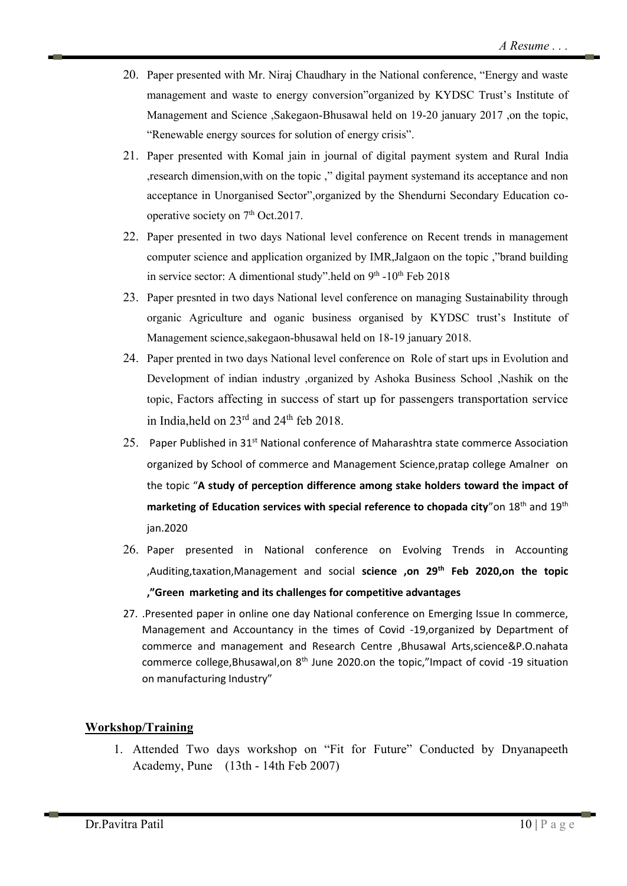20. Paper presented with Mr. Niraj Chaudhary in the National conference, "Energy and waste management and waste to energy conversion"organized by KYDSC Trust's Institute of Management and Science ,Sakegaon-Bhusawal held on 19-20 january 2017 ,on the topic, "Renewable energy sources for solution of energy crisis".
21. Paper presented with Komal jain in journal of digital payment system and Rural India ,research dimension,with on the topic ," digital payment systemand its acceptance and non acceptance in Unorganised Sector",organized by the Shendurni Secondary Education co-operative society on 7th Oct.2017.
22. Paper presented in two days National level conference on Recent trends in management computer science and application organized by IMR,Jalgaon on the topic ,"brand building in service sector: A dimentional study".held on 9th -10th Feb 2018
23. Paper presnted in two days National level conference on managing Sustainability through organic Agriculture and oganic business organised by KYDSC trust's Institute of Management science,sakegaon-bhusawal held on 18-19 january 2018.
24. Paper prented in two days National level conference on Role of start ups in Evolution and Development of indian industry ,organized by Ashoka Business School ,Nashik on the topic, Factors affecting in success of start up for passengers transportation service in India,held on 23rd and 24th feb 2018.
25. Paper Published in 31st National conference of Maharashtra state commerce Association organized by School of commerce and Management Science,pratap college Amalner on the topic "**A study of perception difference among stake holders toward the impact of marketing of Education services with special reference to chopada city**"on 18th and 19th jan.2020
26. Paper presented in National conference on Evolving Trends in Accounting ,Auditing,taxation,Management and social **science ,on 29th Feb 2020,on the topic ,"Green marketing and its challenges for competitive advantages**
27. .Presented paper in online one day National conference on Emerging Issue In commerce, Management and Accountancy in the times of Covid -19,organized by Department of commerce and management and Research Centre ,Bhusawal Arts,science&P.O.nahata commerce college,Bhusawal,on 8th June 2020.on the topic,"Impact of covid -19 situation on manufacturing Industry"

## Workshop/Training

1. Attended Two days workshop on "Fit for Future" Conducted by Dnyanapeeth Academy, Pune (13th - 14th Feb 2007)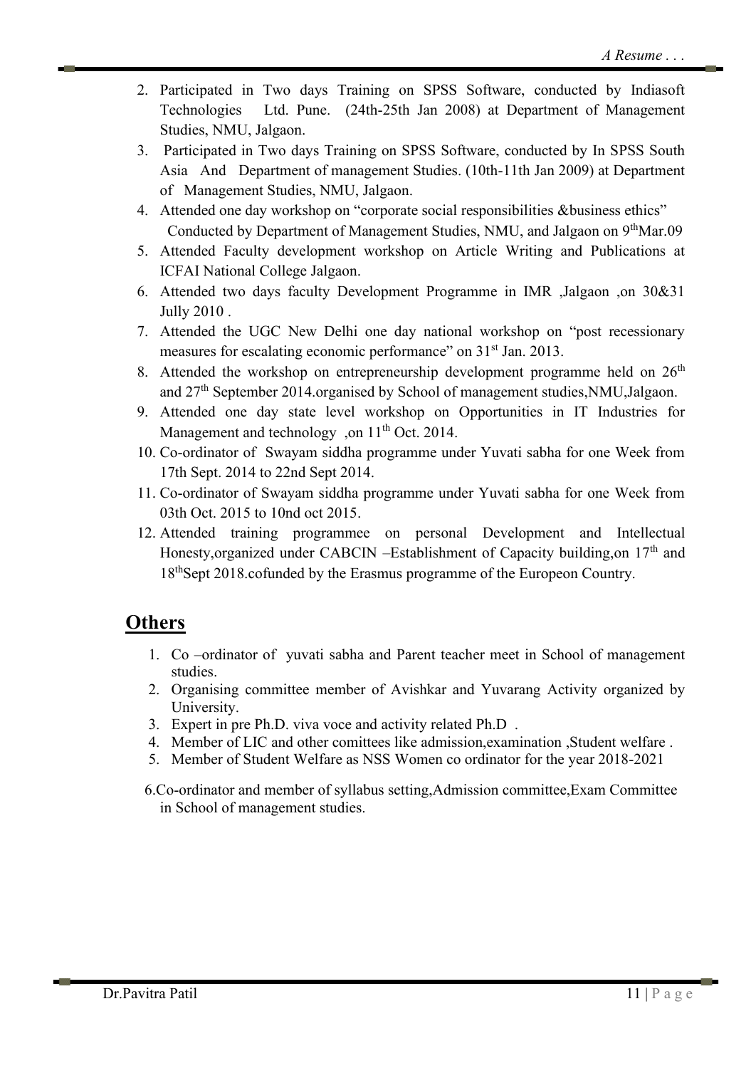2. Participated in Two days Training on SPSS Software, conducted by Indiasoft Technologies Ltd. Pune. (24th-25th Jan 2008) at Department of Management Studies, NMU, Jalgaon.
3. Participated in Two days Training on SPSS Software, conducted by In SPSS South Asia And Department of management Studies. (10th-11th Jan 2009) at Department of Management Studies, NMU, Jalgaon.
4. Attended one day workshop on "corporate social responsibilities &business ethics" Conducted by Department of Management Studies, NMU, and Jalgaon on 9thMar.09
5. Attended Faculty development workshop on Article Writing and Publications at ICFAI National College Jalgaon.
6. Attended two days faculty Development Programme in IMR ,Jalgaon ,on 30&31 Jully 2010 .
7. Attended the UGC New Delhi one day national workshop on "post recessionary measures for escalating economic performance" on 31st Jan. 2013.
8. Attended the workshop on entrepreneurship development programme held on 26th and 27th September 2014.organised by School of management studies,NMU,Jalgaon.
9. Attended one day state level workshop on Opportunities in IT Industries for Management and technology ,on 11th Oct. 2014.
10. Co-ordinator of Swayam siddha programme under Yuvati sabha for one Week from 17th Sept. 2014 to 22nd Sept 2014.
11. Co-ordinator of Swayam siddha programme under Yuvati sabha for one Week from 03th Oct. 2015 to 10nd oct 2015.
12. Attended training programmee on personal Development and Intellectual Honesty,organized under CABCIN –Establishment of Capacity building,on 17th and 18thSept 2018.cofunded by the Erasmus programme of the Europeon Country.

## Others

1. Co –ordinator of yuvati sabha and Parent teacher meet in School of management studies.
2. Organising committee member of Avishkar and Yuvarang Activity organized by University.
3. Expert in pre Ph.D. viva voce and activity related Ph.D .
4. Member of LIC and other comittees like admission,examination ,Student welfare .
5. Member of Student Welfare as NSS Women co ordinator for the year 2018-2021
6. Co-ordinator and member of syllabus setting,Admission committee,Exam Committee in School of management studies.